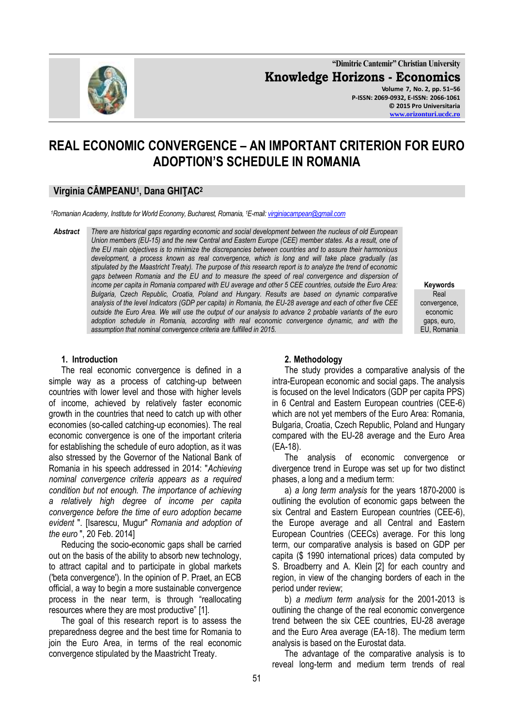# REAL ECONOMIC CONVERGENCE – AN IMPORTANT CRITERION FOR EURO ADOPTION'S SCHEDULE IN ROMANIA

**Virginia CÂMPEANU[1], Dana GHIŢAC[2]**

*[1]Romanian Academy, Institute for World Economy, Bucharest, Romania, [1]E-mail: virginiacampean@gmail.com*

**Abstract** *There are historical gaps regarding economic and social development between the nucleus of old European Union members (EU-15) and the new Central and Eastern Europe (CEE) member states. As a result, one of the EU main objectives is to minimize the discrepancies between countries and to assure their harmonious development, a process known as real convergence, which is long and will take place gradually (as stipulated by the Maastricht Treaty). The purpose of this research report is to analyze the trend of economic gaps between Romania and the EU and to measure the speed of real convergence and dispersion of income per capita in Romania compared with EU average and other 5 CEE countries, outside the Euro Area: Bulgaria, Czech Republic, Croatia, Poland and Hungary. Results are based on dynamic comparative analysis of the level Indicators (GDP per capita) in Romania, the EU-28 average and each of other five CEE outside the Euro Area. We will use the output of our analysis to advance 2 probable variants of the euro adoption schedule in Romania, according with real economic convergence dynamic, and with the assumption that nominal convergence criteria are fulfilled in 2015.*

**Keywords** Real convergence, economic gaps, euro, EU, Romania

## 1. Introduction

The real economic convergence is defined in a simple way as a process of catching-up between countries with lower level and those with higher levels of income, achieved by relatively faster economic growth in the countries that need to catch up with other economies (so-called catching-up economies). The real economic convergence is one of the important criteria for establishing the schedule of euro adoption, as it was also stressed by the Governor of the National Bank of Romania in his speech addressed in 2014: "*Achieving nominal convergence criteria appears as a required condition but not enough. The importance of achieving a relatively high degree of income per capita convergence before the time of euro adoption became evident* ". [Isarescu, Mugur" *Romania and adoption of the euro* ", 20 Feb. 2014]

Reducing the socio-economic gaps shall be carried out on the basis of the ability to absorb new technology, to attract capital and to participate in global markets ('beta convergence'). In the opinion of P. Praet, an ECB official, a way to begin a more sustainable convergence process in the near term, is through "reallocating resources where they are most productive" [1].

The goal of this research report is to assess the preparedness degree and the best time for Romania to join the Euro Area, in terms of the real economic convergence stipulated by the Maastricht Treaty.

## 2. Methodology

The study provides a comparative analysis of the intra-European economic and social gaps. The analysis is focused on the level Indicators (GDP per capita PPS) in 6 Central and Eastern European countries (CEE-6) which are not yet members of the Euro Area: Romania, Bulgaria, Croatia, Czech Republic, Poland and Hungary compared with the EU-28 average and the Euro Area (EA-18).

The analysis of economic convergence or divergence trend in Europe was set up for two distinct phases, a long and a medium term:

a) *a long term analysis* for the years 1870-2000 is outlining the evolution of economic gaps between the six Central and Eastern European countries (CEE-6), the Europe average and all Central and Eastern European Countries (CEECs) average. For this long term, our comparative analysis is based on GDP per capita ($ 1990 international prices) data computed by S. Broadberry and A. Klein [2] for each country and region, in view of the changing borders of each in the period under review;

b) *a medium term analysis* for the 2001-2013 is outlining the change of the real economic convergence trend between the six CEE countries, EU-28 average and the Euro Area average (EA-18). The medium term analysis is based on the Eurostat data.

The advantage of the comparative analysis is to reveal long-term and medium term trends of real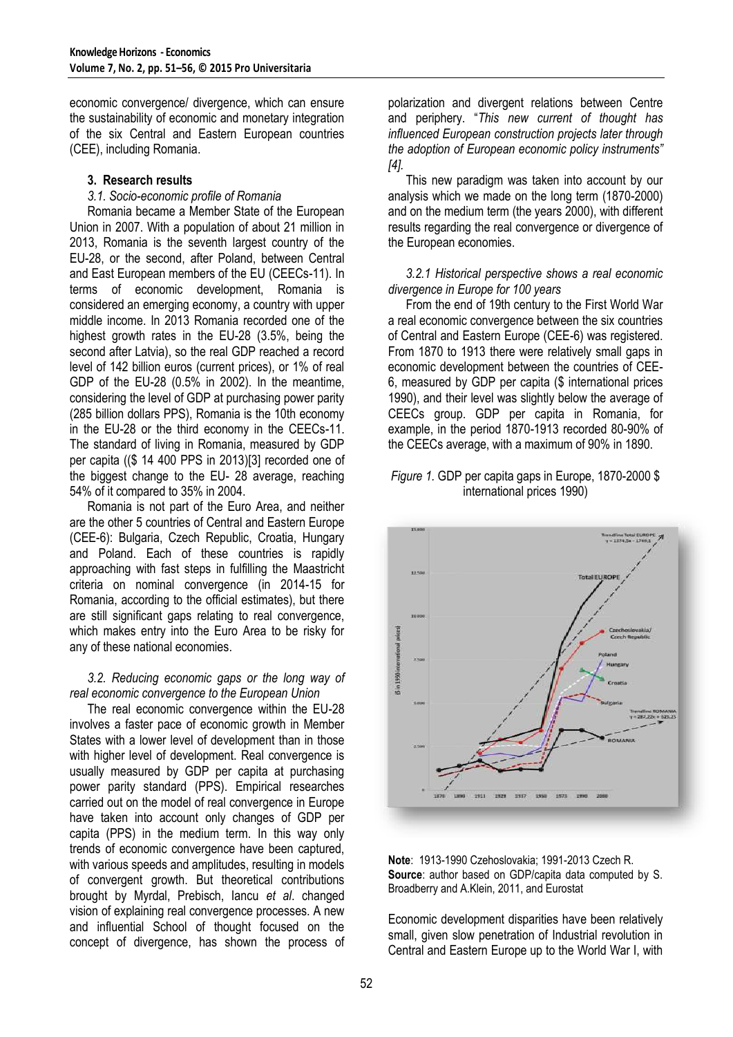economic convergence/ divergence, which can ensure the sustainability of economic and monetary integration of the six Central and Eastern European countries (CEE), including Romania.

### 3. Research results

*3.1. Socio-economic profile of Romania*

Romania became a Member State of the European Union in 2007. With a population of about 21 million in 2013, Romania is the seventh largest country of the EU-28, or the second, after Poland, between Central and East European members of the EU (CEECs-11). In terms of economic development, Romania is considered an emerging economy, a country with upper middle income. In 2013 Romania recorded one of the highest growth rates in the EU-28 (3.5%, being the second after Latvia), so the real GDP reached a record level of 142 billion euros (current prices), or 1% of real GDP of the EU-28 (0.5% in 2002). In the meantime, considering the level of GDP at purchasing power parity (285 billion dollars PPS), Romania is the 10th economy in the EU-28 or the third economy in the CEECs-11. The standard of living in Romania, measured by GDP per capita (($ 14 400 PPS in 2013)[3] recorded one of the biggest change to the EU- 28 average, reaching 54% of it compared to 35% in 2004.

Romania is not part of the Euro Area, and neither are the other 5 countries of Central and Eastern Europe (CEE-6): Bulgaria, Czech Republic, Croatia, Hungary and Poland. Each of these countries is rapidly approaching with fast steps in fulfilling the Maastricht criteria on nominal convergence (in 2014-15 for Romania, according to the official estimates), but there are still significant gaps relating to real convergence, which makes entry into the Euro Area to be risky for any of these national economies.

*3.2. Reducing economic gaps or the long way of real economic convergence to the European Union*

The real economic convergence within the EU-28 involves a faster pace of economic growth in Member States with a lower level of development than in those with higher level of development. Real convergence is usually measured by GDP per capita at purchasing power parity standard (PPS). Empirical researches carried out on the model of real convergence in Europe have taken into account only changes of GDP per capita (PPS) in the medium term. In this way only trends of economic convergence have been captured, with various speeds and amplitudes, resulting in models of convergent growth. But theoretical contributions brought by Myrdal, Prebisch, Iancu *et al*. changed vision of explaining real convergence processes. A new and influential School of thought focused on the concept of divergence, has shown the process of polarization and divergent relations between Centre and periphery. "*This new current of thought has influenced European construction projects later through the adoption of European economic policy instruments" [4].*

This new paradigm was taken into account by our analysis which we made on the long term (1870-2000) and on the medium term (the years 2000), with different results regarding the real convergence or divergence of the European economies.

*3.2.1 Historical perspective shows a real economic divergence in Europe for 100 years*

From the end of 19th century to the First World War a real economic convergence between the six countries of Central and Eastern Europe (CEE-6) was registered. From 1870 to 1913 there were relatively small gaps in economic development between the countries of CEE-6, measured by GDP per capita ($ international prices 1990), and their level was slightly below the average of CEECs group. GDP per capita in Romania, for example, in the period 1870-1913 recorded 80-90% of the CEECs average, with a maximum of 90% in 1890.

*Figure 1.* GDP per capita gaps in Europe, 1870-2000 $ international prices 1990)

**Note**: 1913-1990 Czehoslovakia; 1991-2013 Czech R.
**Source**: author based on GDP/capita data computed by S. Broadberry and A.Klein, 2011, and Eurostat

Economic development disparities have been relatively small, given slow penetration of Industrial revolution in Central and Eastern Europe up to the World War I, with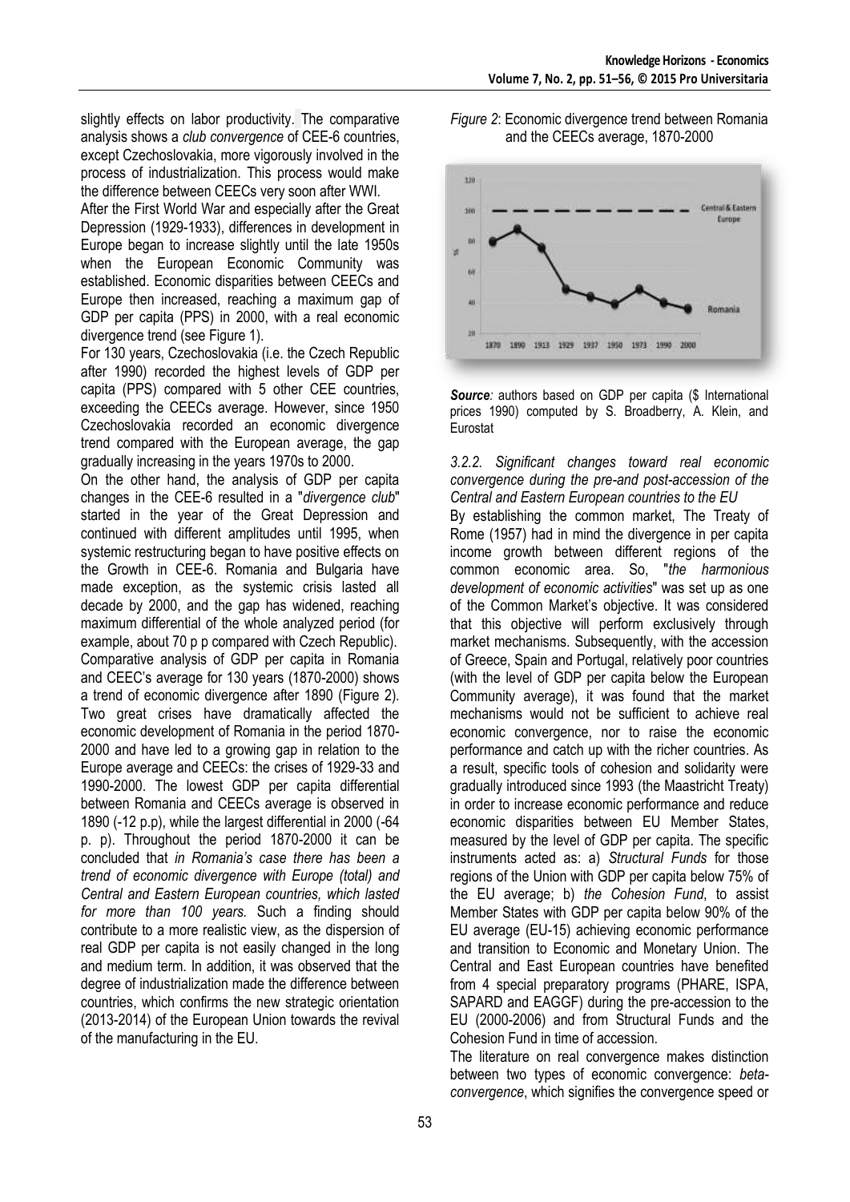slightly effects on labor productivity. The comparative analysis shows a *club convergence* of CEE-6 countries, except Czechoslovakia, more vigorously involved in the process of industrialization. This process would make the difference between CEECs very soon after WWI.

After the First World War and especially after the Great Depression (1929-1933), differences in development in Europe began to increase slightly until the late 1950s when the European Economic Community was established. Economic disparities between CEECs and Europe then increased, reaching a maximum gap of GDP per capita (PPS) in 2000, with a real economic divergence trend (see Figure 1).

For 130 years, Czechoslovakia (i.e. the Czech Republic after 1990) recorded the highest levels of GDP per capita (PPS) compared with 5 other CEE countries, exceeding the CEECs average. However, since 1950 Czechoslovakia recorded an economic divergence trend compared with the European average, the gap gradually increasing in the years 1970s to 2000.

On the other hand, the analysis of GDP per capita changes in the CEE-6 resulted in a "*divergence club*" started in the year of the Great Depression and continued with different amplitudes until 1995, when systemic restructuring began to have positive effects on the Growth in CEE-6. Romania and Bulgaria have made exception, as the systemic crisis lasted all decade by 2000, and the gap has widened, reaching maximum differential of the whole analyzed period (for example, about 70 p p compared with Czech Republic).

Comparative analysis of GDP per capita in Romania and CEEC's average for 130 years (1870-2000) shows a trend of economic divergence after 1890 (Figure 2). Two great crises have dramatically affected the economic development of Romania in the period 1870-2000 and have led to a growing gap in relation to the Europe average and CEECs: the crises of 1929-33 and 1990-2000. The lowest GDP per capita differential between Romania and CEECs average is observed in 1890 (-12 p.p), while the largest differential in 2000 (-64 p. p). Throughout the period 1870-2000 it can be concluded that *in Romania's case there has been a trend of economic divergence with Europe (total) and Central and Eastern European countries, which lasted for more than 100 years.* Such a finding should contribute to a more realistic view, as the dispersion of real GDP per capita is not easily changed in the long and medium term. In addition, it was observed that the degree of industrialization made the difference between countries, which confirms the new strategic orientation (2013-2014) of the European Union towards the revival of the manufacturing in the EU.

*Figure 2*: Economic divergence trend between Romania and the CEECs average, 1870-2000

***Source**:* authors based on GDP per capita ($ International prices 1990) computed by S. Broadberry, A. Klein, and Eurostat

*3.2.2. Significant changes toward real economic convergence during the pre-and post-accession of the Central and Eastern European countries to the EU*

By establishing the common market, The Treaty of Rome (1957) had in mind the divergence in per capita income growth between different regions of the common economic area. So, "*the harmonious development of economic activities*" was set up as one of the Common Market's objective. It was considered that this objective will perform exclusively through market mechanisms. Subsequently, with the accession of Greece, Spain and Portugal, relatively poor countries (with the level of GDP per capita below the European Community average), it was found that the market mechanisms would not be sufficient to achieve real economic convergence, nor to raise the economic performance and catch up with the richer countries. As a result, specific tools of cohesion and solidarity were gradually introduced since 1993 (the Maastricht Treaty) in order to increase economic performance and reduce economic disparities between EU Member States, measured by the level of GDP per capita. The specific instruments acted as: a) *Structural Funds* for those regions of the Union with GDP per capita below 75% of the EU average; b) *the Cohesion Fund*, to assist Member States with GDP per capita below 90% of the EU average (EU-15) achieving economic performance and transition to Economic and Monetary Union. The Central and East European countries have benefited from 4 special preparatory programs (PHARE, ISPA, SAPARD and EAGGF) during the pre-accession to the EU (2000-2006) and from Structural Funds and the Cohesion Fund in time of accession.

The literature on real convergence makes distinction between two types of economic convergence: *beta-convergence*, which signifies the convergence speed or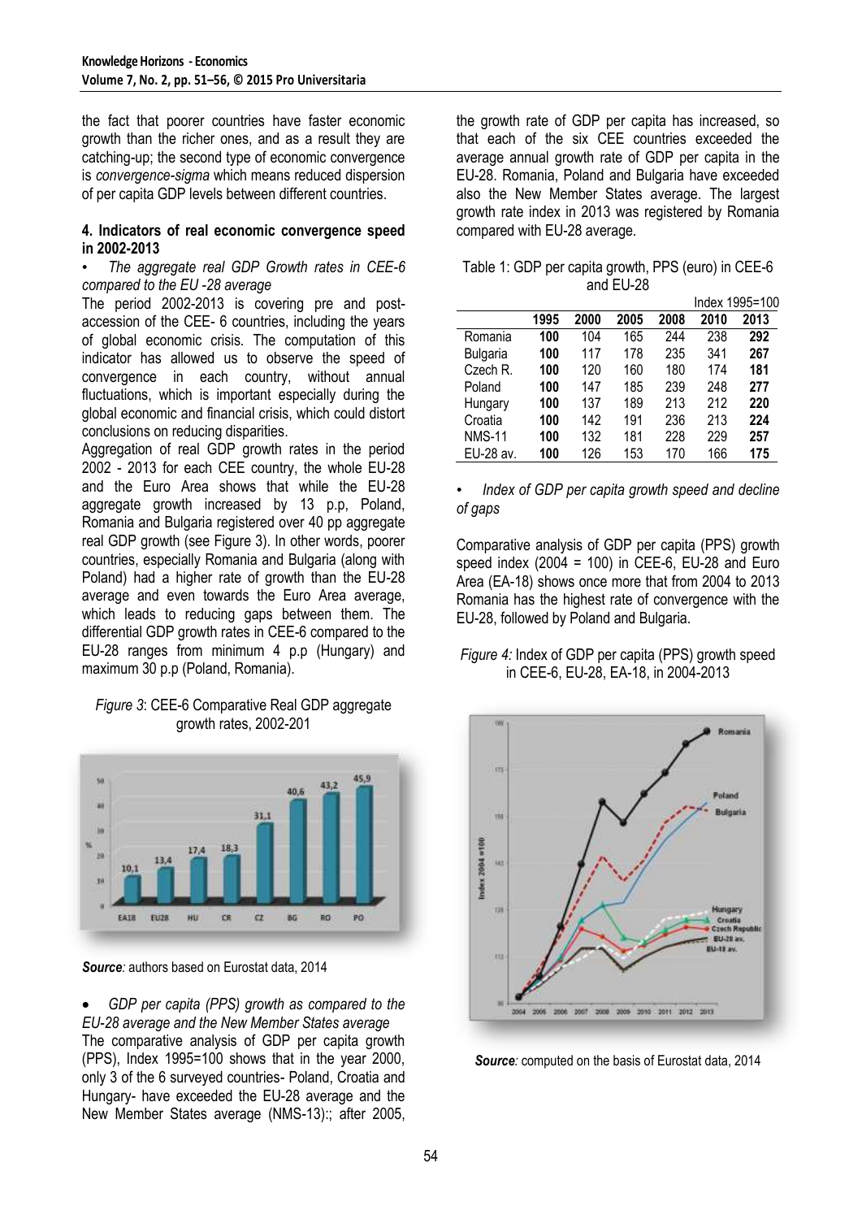the fact that poorer countries have faster economic growth than the richer ones, and as a result they are catching-up; the second type of economic convergence is *convergence-sigma* which means reduced dispersion of per capita GDP levels between different countries.

### 4. Indicators of real economic convergence speed in 2002-2013

• *The aggregate real GDP Growth rates in CEE-6 compared to the EU -28 average*

The period 2002-2013 is covering pre and post-accession of the CEE- 6 countries, including the years of global economic crisis. The computation of this indicator has allowed us to observe the speed of convergence in each country, without annual fluctuations, which is important especially during the global economic and financial crisis, which could distort conclusions on reducing disparities.

Aggregation of real GDP growth rates in the period 2002 - 2013 for each CEE country, the whole EU-28 and the Euro Area shows that while the EU-28 aggregate growth increased by 13 p.p, Poland, Romania and Bulgaria registered over 40 pp aggregate real GDP growth (see Figure 3). In other words, poorer countries, especially Romania and Bulgaria (along with Poland) had a higher rate of growth than the EU-28 average and even towards the Euro Area average, which leads to reducing gaps between them. The differential GDP growth rates in CEE-6 compared to the EU-28 ranges from minimum 4 p.p (Hungary) and maximum 30 p.p (Poland, Romania).

*Figure 3*: CEE-6 Comparative Real GDP aggregate growth rates, 2002-201

***Source**:* authors based on Eurostat data, 2014

• *GDP per capita (PPS) growth as compared to the EU-28 average and the New Member States average*

The comparative analysis of GDP per capita growth (PPS), Index 1995=100 shows that in the year 2000, only 3 of the 6 surveyed countries- Poland, Croatia and Hungary- have exceeded the EU-28 average and the New Member States average (NMS-13):; after 2005, the growth rate of GDP per capita has increased, so that each of the six CEE countries exceeded the average annual growth rate of GDP per capita in the EU-28. Romania, Poland and Bulgaria have exceeded also the New Member States average. The largest growth rate index in 2013 was registered by Romania compared with EU-28 average.

Table 1: GDP per capita growth, PPS (euro) in CEE-6 and EU-28

Index 1995=100

| | 1995 | 2000 | 2005 | 2008 | 2010 | 2013 |
|---|---|---|---|---|---|---|
| Romania | **100** | 104 | 165 | 244 | 238 | **292** |
| Bulgaria | **100** | 117 | 178 | 235 | 341 | **267** |
| Czech R. | **100** | 120 | 160 | 180 | 174 | **181** |
| Poland | **100** | 147 | 185 | 239 | 248 | **277** |
| Hungary | **100** | 137 | 189 | 213 | 212 | **220** |
| Croatia | **100** | 142 | 191 | 236 | 213 | **224** |
| NMS-11 | **100** | 132 | 181 | 228 | 229 | **257** |
| EU-28 av. | **100** | 126 | 153 | 170 | 166 | **175** |

• *Index of GDP per capita growth speed and decline of gaps*

Comparative analysis of GDP per capita (PPS) growth speed index (2004 = 100) in CEE-6, EU-28 and Euro Area (EA-18) shows once more that from 2004 to 2013 Romania has the highest rate of convergence with the EU-28, followed by Poland and Bulgaria.

*Figure 4:* Index of GDP per capita (PPS) growth speed in CEE-6, EU-28, EA-18, in 2004-2013

***Source**:* computed on the basis of Eurostat data, 2014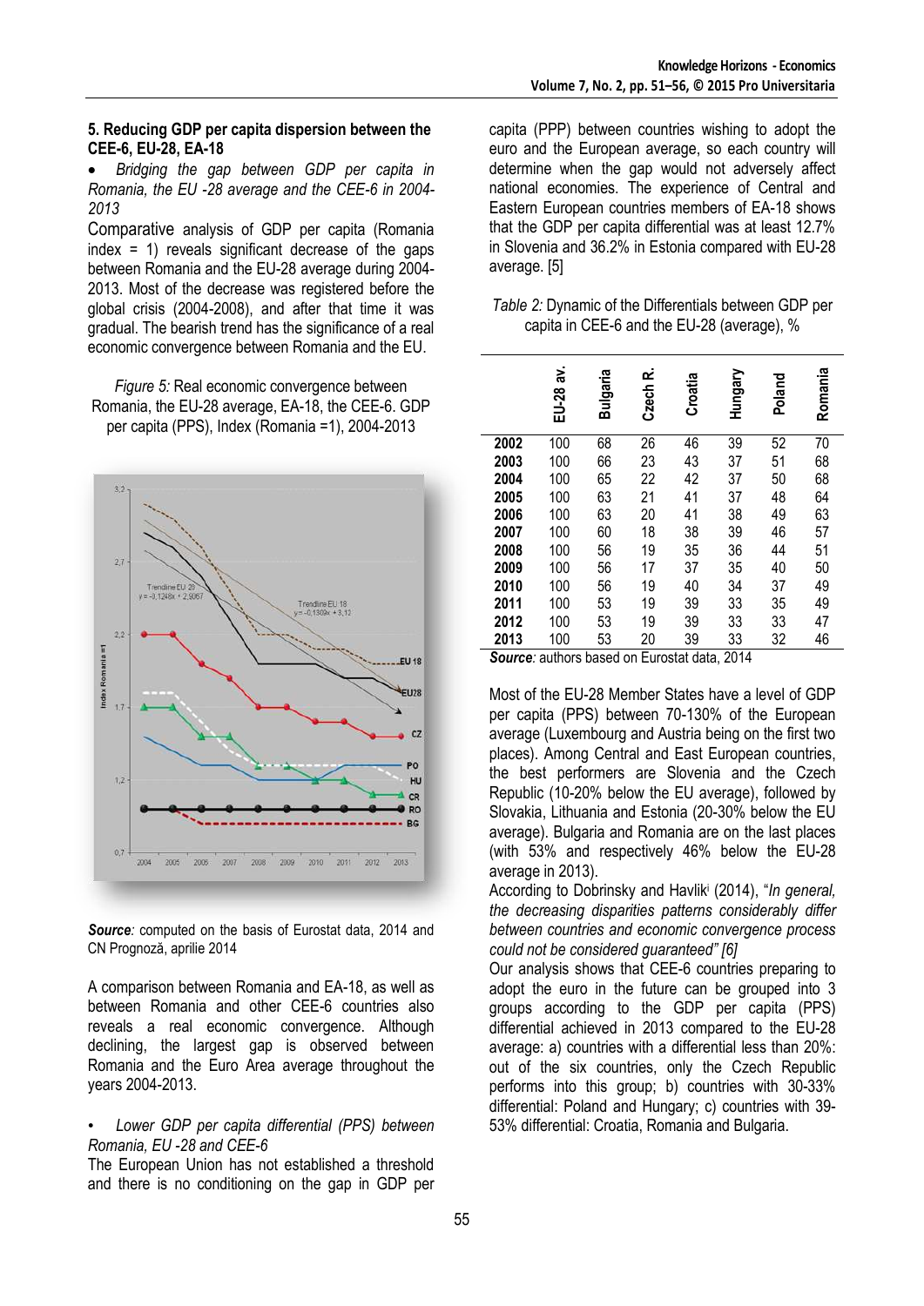### 5. Reducing GDP per capita dispersion between the CEE-6, EU-28, EA-18

- *Bridging the gap between GDP per capita in Romania, the EU -28 average and the CEE-6 in 2004-2013*

Comparative analysis of GDP per capita (Romania index = 1) reveals significant decrease of the gaps between Romania and the EU-28 average during 2004-2013. Most of the decrease was registered before the global crisis (2004-2008), and after that time it was gradual. The bearish trend has the significance of a real economic convergence between Romania and the EU.

*Figure 5:* Real economic convergence between Romania, the EU-28 average, EA-18, the CEE-6. GDP per capita (PPS), Index (Romania =1), 2004-2013

***Source**:* computed on the basis of Eurostat data, 2014 and CN Prognoză, aprilie 2014

A comparison between Romania and EA-18, as well as between Romania and other CEE-6 countries also reveals a real economic convergence. Although declining, the largest gap is observed between Romania and the Euro Area average throughout the years 2004-2013.

- *Lower GDP per capita differential (PPS) between Romania, EU -28 and CEE-6*

The European Union has not established a threshold and there is no conditioning on the gap in GDP per capita (PPP) between countries wishing to adopt the euro and the European average, so each country will determine when the gap would not adversely affect national economies. The experience of Central and Eastern European countries members of EA-18 shows that the GDP per capita differential was at least 12.7% in Slovenia and 36.2% in Estonia compared with EU-28 average. [5]

*Table 2:* Dynamic of the Differentials between GDP per capita in CEE-6 and the EU-28 (average), %

| | EU-28 av. | Bulgaria | Czech R. | Croatia | Hungary | Poland | Romania |
|---|---|---|---|---|---|---|---|
| **2002** | 100 | 68 | 26 | 46 | 39 | 52 | 70 |
| **2003** | 100 | 66 | 23 | 43 | 37 | 51 | 68 |
| **2004** | 100 | 65 | 22 | 42 | 37 | 50 | 68 |
| **2005** | 100 | 63 | 21 | 41 | 37 | 48 | 64 |
| **2006** | 100 | 63 | 20 | 41 | 38 | 49 | 63 |
| **2007** | 100 | 60 | 18 | 38 | 39 | 46 | 57 |
| **2008** | 100 | 56 | 19 | 35 | 36 | 44 | 51 |
| **2009** | 100 | 56 | 17 | 37 | 35 | 40 | 50 |
| **2010** | 100 | 56 | 19 | 40 | 34 | 37 | 49 |
| **2011** | 100 | 53 | 19 | 39 | 33 | 35 | 49 |
| **2012** | 100 | 53 | 19 | 39 | 33 | 33 | 47 |
| **2013** | 100 | 53 | 20 | 39 | 33 | 32 | 46 |

***Source**:* authors based on Eurostat data, 2014

Most of the EU-28 Member States have a level of GDP per capita (PPS) between 70-130% of the European average (Luxembourg and Austria being on the first two places). Among Central and East European countries, the best performers are Slovenia and the Czech Republic (10-20% below the EU average), followed by Slovakia, Lithuania and Estonia (20-30% below the EU average). Bulgaria and Romania are on the last places (with 53% and respectively 46% below the EU-28 average in 2013).

According to Dobrinsky and Havlik[i] (2014), "*In general, the decreasing disparities patterns considerably differ between countries and economic convergence process could not be considered guaranteed" [6]*

Our analysis shows that CEE-6 countries preparing to adopt the euro in the future can be grouped into 3 groups according to the GDP per capita (PPS) differential achieved in 2013 compared to the EU-28 average: a) countries with a differential less than 20%: out of the six countries, only the Czech Republic performs into this group; b) countries with 30-33% differential: Poland and Hungary; c) countries with 39-53% differential: Croatia, Romania and Bulgaria.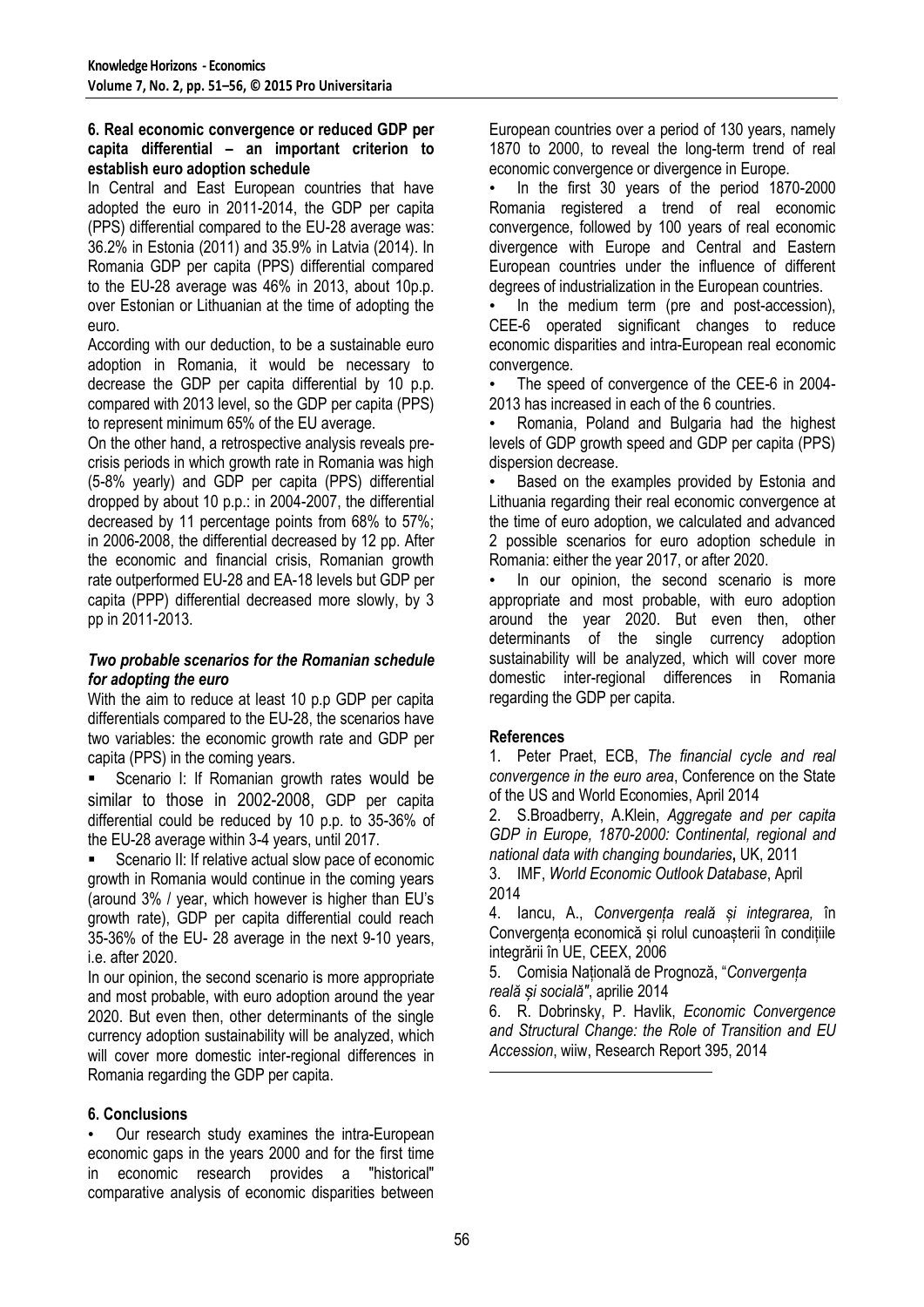### 6. Real economic convergence or reduced GDP per capita differential – an important criterion to establish euro adoption schedule

In Central and East European countries that have adopted the euro in 2011-2014, the GDP per capita (PPS) differential compared to the EU-28 average was: 36.2% in Estonia (2011) and 35.9% in Latvia (2014). In Romania GDP per capita (PPS) differential compared to the EU-28 average was 46% in 2013, about 10p.p. over Estonian or Lithuanian at the time of adopting the euro.

According with our deduction, to be a sustainable euro adoption in Romania, it would be necessary to decrease the GDP per capita differential by 10 p.p. compared with 2013 level, so the GDP per capita (PPS) to represent minimum 65% of the EU average.

On the other hand, a retrospective analysis reveals pre-crisis periods in which growth rate in Romania was high (5-8% yearly) and GDP per capita (PPS) differential dropped by about 10 p.p.: in 2004-2007, the differential decreased by 11 percentage points from 68% to 57%; in 2006-2008, the differential decreased by 12 pp. After the economic and financial crisis, Romanian growth rate outperformed EU-28 and EA-18 levels but GDP per capita (PPP) differential decreased more slowly, by 3 pp in 2011-2013.

#### *Two probable scenarios for the Romanian schedule for adopting the euro*

With the aim to reduce at least 10 p.p GDP per capita differentials compared to the EU-28, the scenarios have two variables: the economic growth rate and GDP per capita (PPS) in the coming years.

- Scenario I: If Romanian growth rates would be similar to those in 2002-2008, GDP per capita differential could be reduced by 10 p.p. to 35-36% of the EU-28 average within 3-4 years, until 2017.
- Scenario II: If relative actual slow pace of economic growth in Romania would continue in the coming years (around 3% / year, which however is higher than EU's growth rate), GDP per capita differential could reach 35-36% of the EU- 28 average in the next 9-10 years, i.e. after 2020.

In our opinion, the second scenario is more appropriate and most probable, with euro adoption around the year 2020. But even then, other determinants of the single currency adoption sustainability will be analyzed, which will cover more domestic inter-regional differences in Romania regarding the GDP per capita.

### 6. Conclusions

- Our research study examines the intra-European economic gaps in the years 2000 and for the first time in economic research provides a "historical" comparative analysis of economic disparities between European countries over a period of 130 years, namely 1870 to 2000, to reveal the long-term trend of real economic convergence or divergence in Europe.
- In the first 30 years of the period 1870-2000 Romania registered a trend of real economic convergence, followed by 100 years of real economic divergence with Europe and Central and Eastern European countries under the influence of different degrees of industrialization in the European countries.
- In the medium term (pre and post-accession), CEE-6 operated significant changes to reduce economic disparities and intra-European real economic convergence.
- The speed of convergence of the CEE-6 in 2004-2013 has increased in each of the 6 countries.
- Romania, Poland and Bulgaria had the highest levels of GDP growth speed and GDP per capita (PPS) dispersion decrease.
- Based on the examples provided by Estonia and Lithuania regarding their real economic convergence at the time of euro adoption, we calculated and advanced 2 possible scenarios for euro adoption schedule in Romania: either the year 2017, or after 2020.
- In our opinion, the second scenario is more appropriate and most probable, with euro adoption around the year 2020. But even then, other determinants of the single currency adoption sustainability will be analyzed, which will cover more domestic inter-regional differences in Romania regarding the GDP per capita.

### References

1. Peter Praet, ECB, *The financial cycle and real convergence in the euro area*, Conference on the State of the US and World Economies, April 2014
2. S.Broadberry, A.Klein, *Aggregate and per capita GDP in Europe, 1870-2000: Continental, regional and national data with changing boundaries*, UK, 2011
3. IMF, *World Economic Outlook Database*, April 2014
4. Iancu, A., *Convergența reală și integrarea,* în Convergența economică și rolul cunoașterii în condițiile integrării în UE, CEEX, 2006
5. Comisia Națională de Prognoză, "*Convergența reală și socială"*, aprilie 2014
6. R. Dobrinsky, P. Havlik, *Economic Convergence and Structural Change: the Role of Transition and EU Accession*, wiiw, Research Report 395, 2014